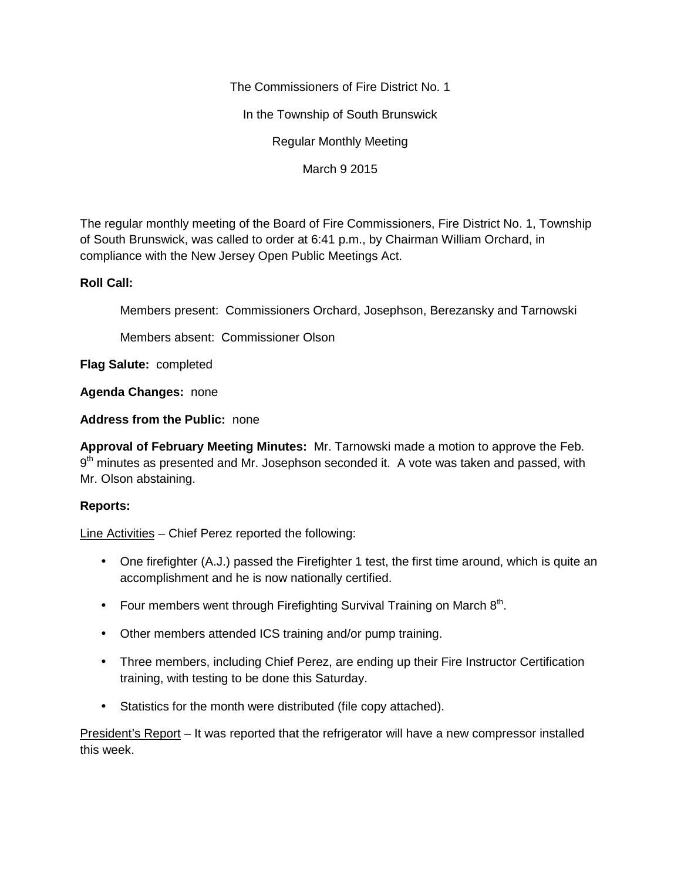The Commissioners of Fire District No. 1

In the Township of South Brunswick

Regular Monthly Meeting

March 9 2015

The regular monthly meeting of the Board of Fire Commissioners, Fire District No. 1, Township of South Brunswick, was called to order at 6:41 p.m., by Chairman William Orchard, in compliance with the New Jersey Open Public Meetings Act.

**Roll Call:**

Members present: Commissioners Orchard, Josephson, Berezansky and Tarnowski

Members absent: Commissioner Olson

**Flag Salute:** completed

**Agenda Changes:** none

**Address from the Public:** none

**Approval of February Meeting Minutes:** Mr. Tarnowski made a motion to approve the Feb. 9th minutes as presented and Mr. Josephson seconded it. A vote was taken and passed, with Mr. Olson abstaining.

**Reports:**

Line Activities – Chief Perez reported the following:

- One firefighter (A.J.) passed the Firefighter 1 test, the first time around, which is quite an accomplishment and he is now nationally certified.
- Four members went through Firefighting Survival Training on March 8th.
- Other members attended ICS training and/or pump training.
- Three members, including Chief Perez, are ending up their Fire Instructor Certification training, with testing to be done this Saturday.
- Statistics for the month were distributed (file copy attached).

President's Report – It was reported that the refrigerator will have a new compressor installed this week.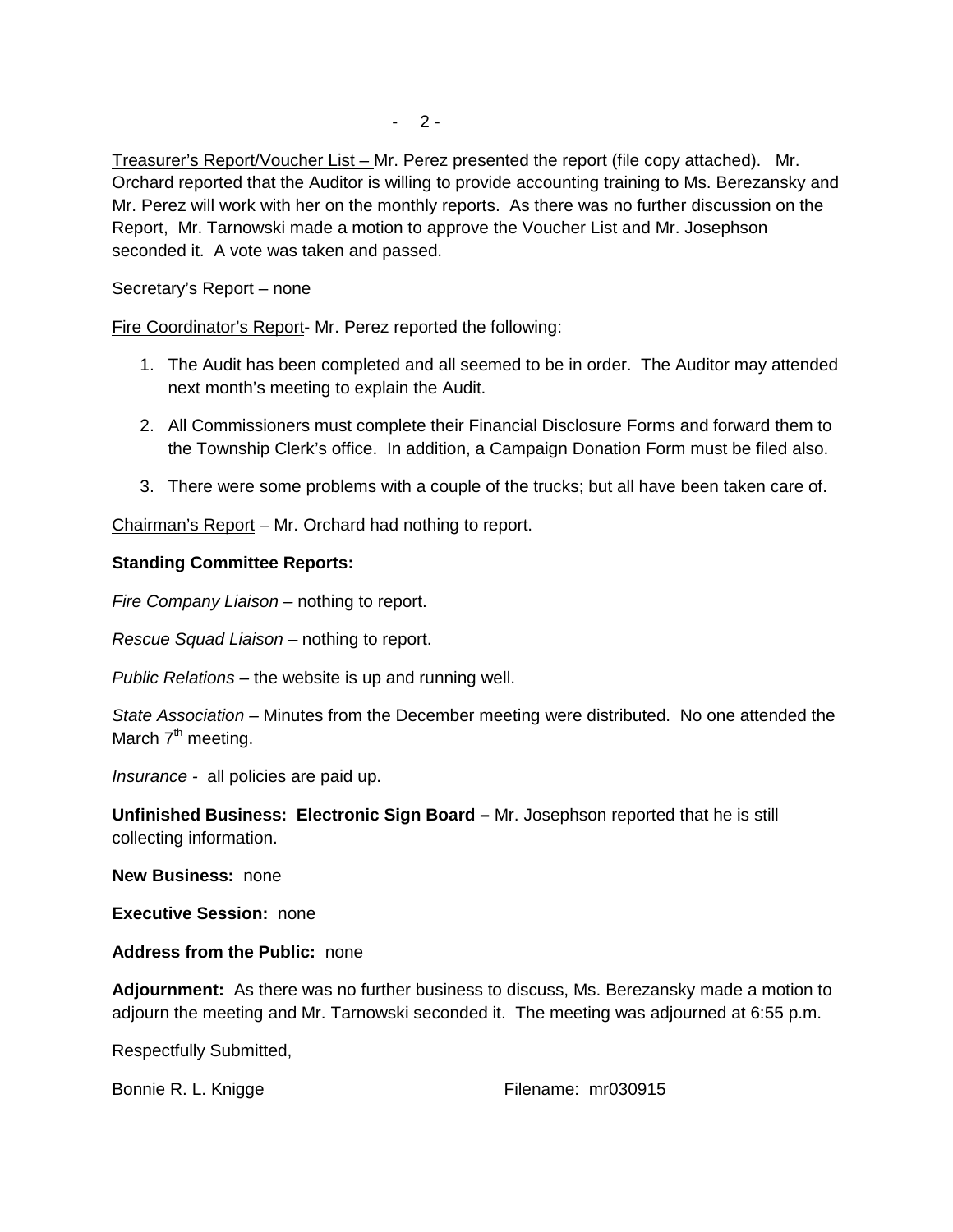Treasurer's Report/Voucher List – Mr. Perez presented the report (file copy attached). Mr. Orchard reported that the Auditor is willing to provide accounting training to Ms. Berezansky and Mr. Perez will work with her on the monthly reports. As there was no further discussion on the Report, Mr. Tarnowski made a motion to approve the Voucher List and Mr. Josephson seconded it. A vote was taken and passed.

Secretary's Report – none

Fire Coordinator's Report- Mr. Perez reported the following:

1. The Audit has been completed and all seemed to be in order. The Auditor may attended next month's meeting to explain the Audit.
2. All Commissioners must complete their Financial Disclosure Forms and forward them to the Township Clerk's office. In addition, a Campaign Donation Form must be filed also.
3. There were some problems with a couple of the trucks; but all have been taken care of.

Chairman's Report – Mr. Orchard had nothing to report.

**Standing Committee Reports:**

*Fire Company Liaison* – nothing to report.

*Rescue Squad Liaison* – nothing to report.

*Public Relations* – the website is up and running well.

*State Association* – Minutes from the December meeting were distributed. No one attended the March 7th meeting.

*Insurance* - all policies are paid up.

**Unfinished Business: Electronic Sign Board –** Mr. Josephson reported that he is still collecting information.

**New Business:** none

**Executive Session:** none

**Address from the Public:** none

**Adjournment:** As there was no further business to discuss, Ms. Berezansky made a motion to adjourn the meeting and Mr. Tarnowski seconded it. The meeting was adjourned at 6:55 p.m.

Respectfully Submitted,

Bonnie R. L. Knigge Filename: mr030915